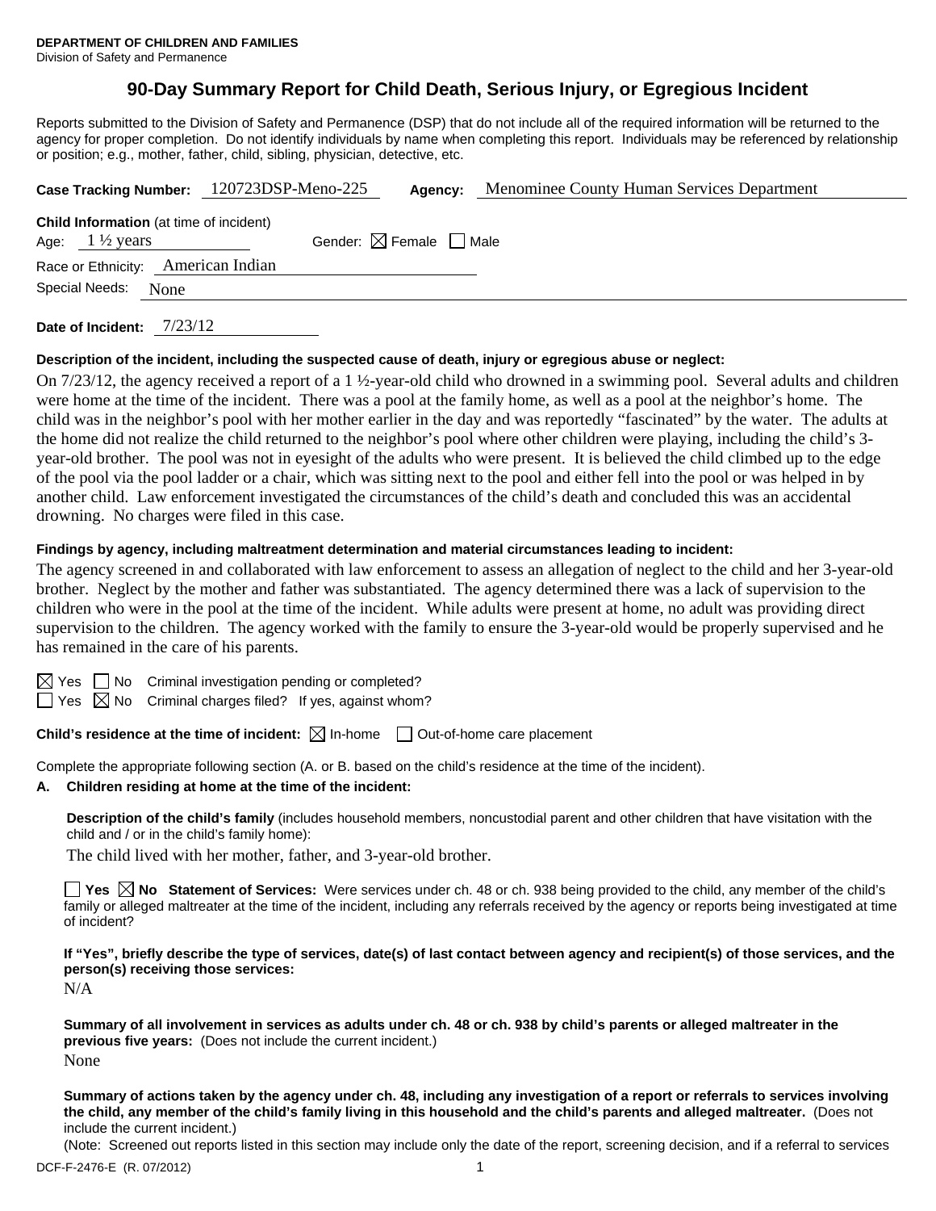**DEPARTMENT OF CHILDREN AND FAMILIES**
Division of Safety and Permanence

# 90-Day Summary Report for Child Death, Serious Injury, or Egregious Incident

Reports submitted to the Division of Safety and Permanence (DSP) that do not include all of the required information will be returned to the agency for proper completion. Do not identify individuals by name when completing this report. Individuals may be referenced by relationship or position; e.g., mother, father, child, sibling, physician, detective, etc.

**Case Tracking Number:** 120723DSP-Meno-225 **Agency:** Menominee County Human Services Department

**Child Information** (at time of incident)
Age: 1 ½ years Gender: ☒ Female ☐ Male
Race or Ethnicity: American Indian
Special Needs: None

**Date of Incident:** 7/23/12

**Description of the incident, including the suspected cause of death, injury or egregious abuse or neglect:**

On 7/23/12, the agency received a report of a 1 ½-year-old child who drowned in a swimming pool. Several adults and children were home at the time of the incident. There was a pool at the family home, as well as a pool at the neighbor's home. The child was in the neighbor's pool with her mother earlier in the day and was reportedly "fascinated" by the water. The adults at the home did not realize the child returned to the neighbor's pool where other children were playing, including the child's 3-year-old brother. The pool was not in eyesight of the adults who were present. It is believed the child climbed up to the edge of the pool via the pool ladder or a chair, which was sitting next to the pool and either fell into the pool or was helped in by another child. Law enforcement investigated the circumstances of the child's death and concluded this was an accidental drowning. No charges were filed in this case.

**Findings by agency, including maltreatment determination and material circumstances leading to incident:**

The agency screened in and collaborated with law enforcement to assess an allegation of neglect to the child and her 3-year-old brother. Neglect by the mother and father was substantiated. The agency determined there was a lack of supervision to the children who were in the pool at the time of the incident. While adults were present at home, no adult was providing direct supervision to the children. The agency worked with the family to ensure the 3-year-old would be properly supervised and he has remained in the care of his parents.

☒ Yes ☐ No Criminal investigation pending or completed?
☐ Yes ☒ No Criminal charges filed? If yes, against whom?

**Child's residence at the time of incident:** ☒ In-home ☐ Out-of-home care placement

Complete the appropriate following section (A. or B. based on the child's residence at the time of the incident).

**A. Children residing at home at the time of the incident:**

**Description of the child's family** (includes household members, noncustodial parent and other children that have visitation with the child and / or in the child's family home):

The child lived with her mother, father, and 3-year-old brother.

☐ **Yes** ☒ **No Statement of Services:** Were services under ch. 48 or ch. 938 being provided to the child, any member of the child's family or alleged maltreater at the time of the incident, including any referrals received by the agency or reports being investigated at time of incident?

**If "Yes", briefly describe the type of services, date(s) of last contact between agency and recipient(s) of those services, and the person(s) receiving those services:**

N/A

**Summary of all involvement in services as adults under ch. 48 or ch. 938 by child's parents or alleged maltreater in the previous five years:** (Does not include the current incident.)

None

**Summary of actions taken by the agency under ch. 48, including any investigation of a report or referrals to services involving the child, any member of the child's family living in this household and the child's parents and alleged maltreater.** (Does not include the current incident.)

(Note: Screened out reports listed in this section may include only the date of the report, screening decision, and if a referral to services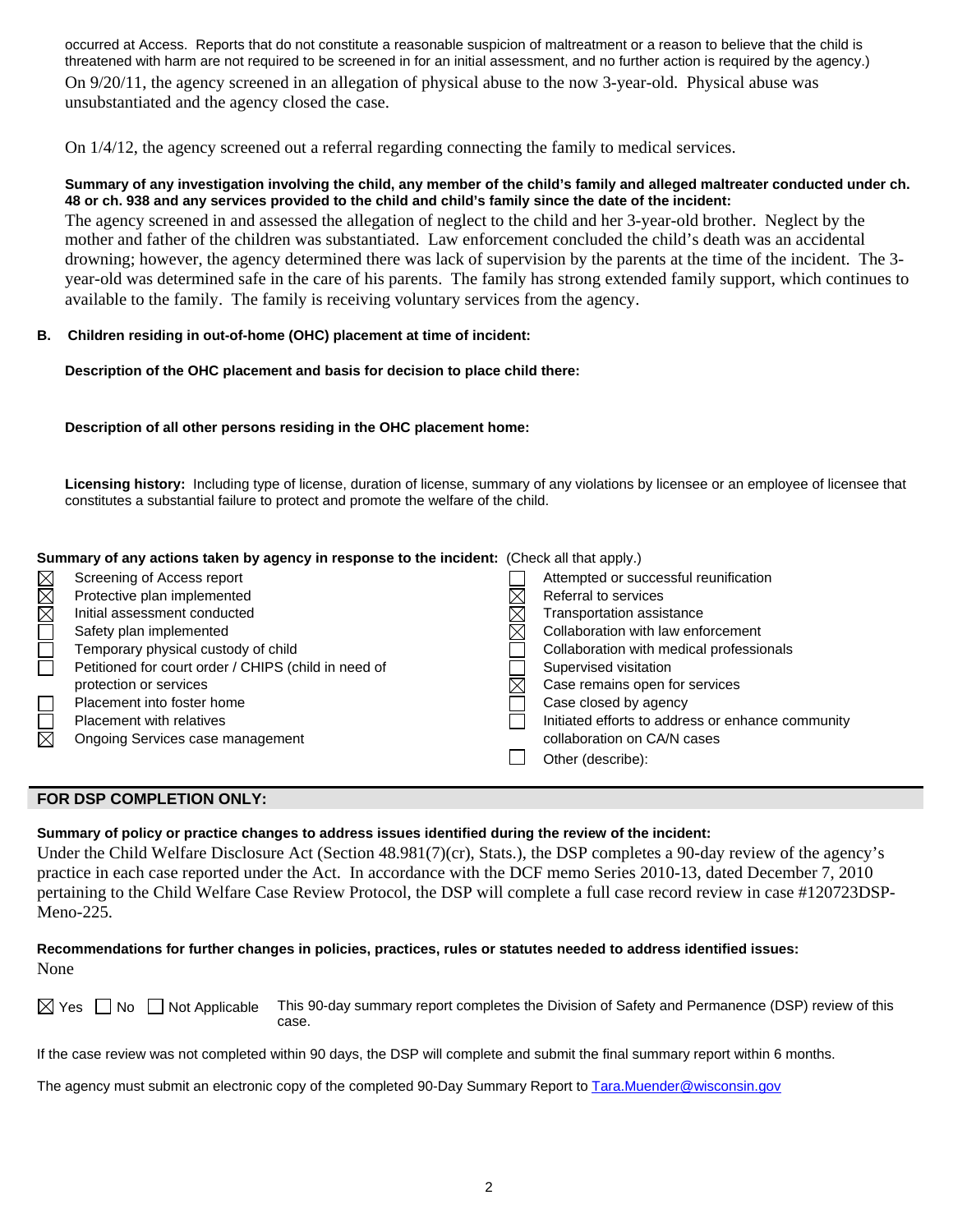occurred at Access. Reports that do not constitute a reasonable suspicion of maltreatment or a reason to believe that the child is threatened with harm are not required to be screened in for an initial assessment, and no further action is required by the agency.)

On 9/20/11, the agency screened in an allegation of physical abuse to the now 3-year-old. Physical abuse was unsubstantiated and the agency closed the case.

On 1/4/12, the agency screened out a referral regarding connecting the family to medical services.

**Summary of any investigation involving the child, any member of the child's family and alleged maltreater conducted under ch. 48 or ch. 938 and any services provided to the child and child's family since the date of the incident:**

The agency screened in and assessed the allegation of neglect to the child and her 3-year-old brother. Neglect by the mother and father of the children was substantiated. Law enforcement concluded the child's death was an accidental drowning; however, the agency determined there was lack of supervision by the parents at the time of the incident. The 3-year-old was determined safe in the care of his parents. The family has strong extended family support, which continues to available to the family. The family is receiving voluntary services from the agency.

**B. Children residing in out-of-home (OHC) placement at time of incident:**

**Description of the OHC placement and basis for decision to place child there:**

**Description of all other persons residing in the OHC placement home:**

**Licensing history:** Including type of license, duration of license, summary of any violations by licensee or an employee of licensee that constitutes a substantial failure to protect and promote the welfare of the child.

**Summary of any actions taken by agency in response to the incident:** (Check all that apply.)

- [x] Screening of Access report
- [x] Protective plan implemented
- [x] Initial assessment conducted
- [ ] Safety plan implemented
- [ ] Temporary physical custody of child
- [ ] Petitioned for court order / CHIPS (child in need of protection or services
- [ ] Placement into foster home
- [ ] Placement with relatives
- [x] Ongoing Services case management
- [ ] Attempted or successful reunification
- [x] Referral to services
- [x] Transportation assistance
- [x] Collaboration with law enforcement
- [ ] Collaboration with medical professionals
- [ ] Supervised visitation
- [x] Case remains open for services
- [ ] Case closed by agency
- [ ] Initiated efforts to address or enhance community collaboration on CA/N cases
- [ ] Other (describe):

## FOR DSP COMPLETION ONLY:

**Summary of policy or practice changes to address issues identified during the review of the incident:**

Under the Child Welfare Disclosure Act (Section 48.981(7)(cr), Stats.), the DSP completes a 90-day review of the agency's practice in each case reported under the Act. In accordance with the DCF memo Series 2010-13, dated December 7, 2010 pertaining to the Child Welfare Case Review Protocol, the DSP will complete a full case record review in case #120723DSP-Meno-225.

**Recommendations for further changes in policies, practices, rules or statutes needed to address identified issues:**

None

- [x] Yes
- [ ] No
- [ ] Not Applicable

This 90-day summary report completes the Division of Safety and Permanence (DSP) review of this case.

If the case review was not completed within 90 days, the DSP will complete and submit the final summary report within 6 months.

The agency must submit an electronic copy of the completed 90-Day Summary Report to Tara.Muender@wisconsin.gov